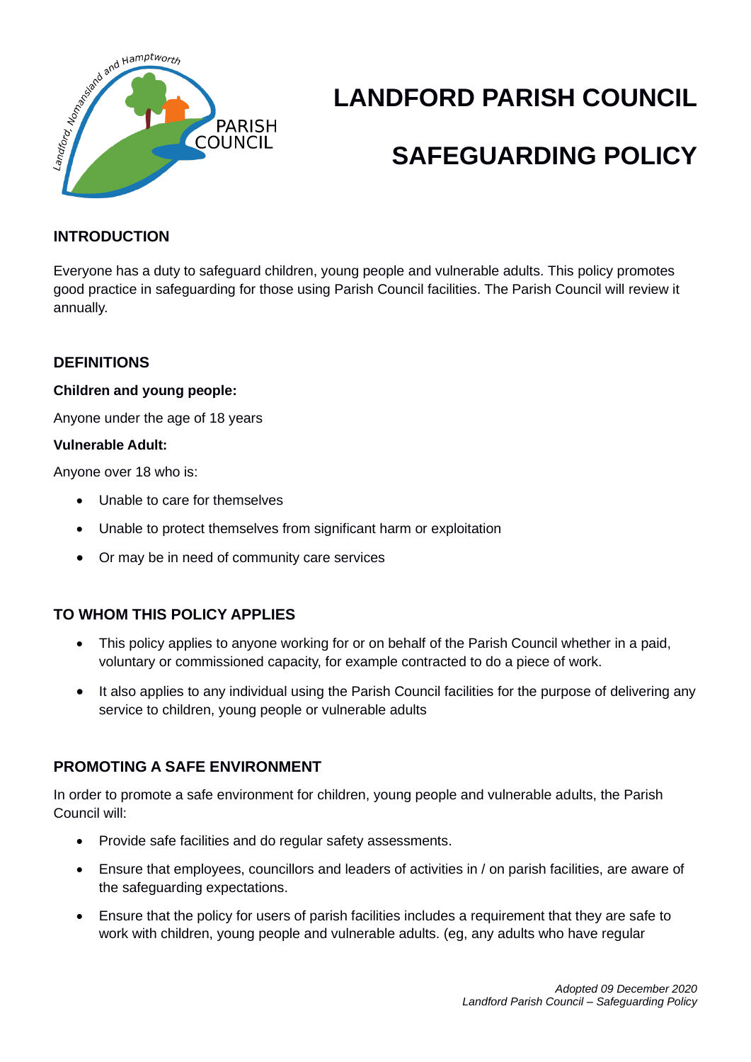# LANDFORD PARISH COUNCIL

# SAFEGUARDING POLICY

## INTRODUCTION

Everyone has a duty to safeguard children, young people and vulnerable adults. This policy promotes good practice in safeguarding for those using Parish Council facilities. The Parish Council will review it annually.

## DEFINITIONS

**Children and young people:**

Anyone under the age of 18 years

**Vulnerable Adult:**

Anyone over 18 who is:

- Unable to care for themselves
- Unable to protect themselves from significant harm or exploitation
- Or may be in need of community care services

## TO WHOM THIS POLICY APPLIES

- This policy applies to anyone working for or on behalf of the Parish Council whether in a paid, voluntary or commissioned capacity, for example contracted to do a piece of work.
- It also applies to any individual using the Parish Council facilities for the purpose of delivering any service to children, young people or vulnerable adults

## PROMOTING A SAFE ENVIRONMENT

In order to promote a safe environment for children, young people and vulnerable adults, the Parish Council will:

- Provide safe facilities and do regular safety assessments.
- Ensure that employees, councillors and leaders of activities in / on parish facilities, are aware of the safeguarding expectations.
- Ensure that the policy for users of parish facilities includes a requirement that they are safe to work with children, young people and vulnerable adults. (eg, any adults who have regular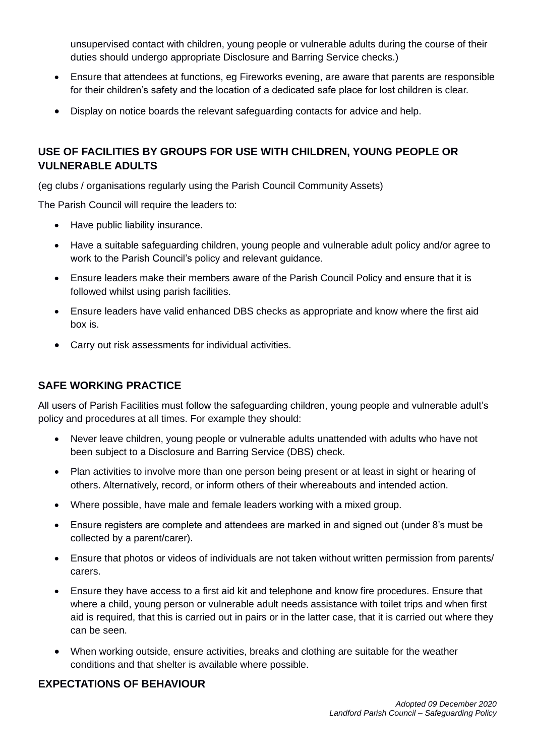unsupervised contact with children, young people or vulnerable adults during the course of their duties should undergo appropriate Disclosure and Barring Service checks.)

- Ensure that attendees at functions, eg Fireworks evening, are aware that parents are responsible for their children's safety and the location of a dedicated safe place for lost children is clear.
- Display on notice boards the relevant safeguarding contacts for advice and help.

## USE OF FACILITIES BY GROUPS FOR USE WITH CHILDREN, YOUNG PEOPLE OR VULNERABLE ADULTS

(eg clubs / organisations regularly using the Parish Council Community Assets)

The Parish Council will require the leaders to:

- Have public liability insurance.
- Have a suitable safeguarding children, young people and vulnerable adult policy and/or agree to work to the Parish Council's policy and relevant guidance.
- Ensure leaders make their members aware of the Parish Council Policy and ensure that it is followed whilst using parish facilities.
- Ensure leaders have valid enhanced DBS checks as appropriate and know where the first aid box is.
- Carry out risk assessments for individual activities.

## SAFE WORKING PRACTICE

All users of Parish Facilities must follow the safeguarding children, young people and vulnerable adult's policy and procedures at all times. For example they should:

- Never leave children, young people or vulnerable adults unattended with adults who have not been subject to a Disclosure and Barring Service (DBS) check.
- Plan activities to involve more than one person being present or at least in sight or hearing of others. Alternatively, record, or inform others of their whereabouts and intended action.
- Where possible, have male and female leaders working with a mixed group.
- Ensure registers are complete and attendees are marked in and signed out (under 8's must be collected by a parent/carer).
- Ensure that photos or videos of individuals are not taken without written permission from parents/ carers.
- Ensure they have access to a first aid kit and telephone and know fire procedures. Ensure that where a child, young person or vulnerable adult needs assistance with toilet trips and when first aid is required, that this is carried out in pairs or in the latter case, that it is carried out where they can be seen.
- When working outside, ensure activities, breaks and clothing are suitable for the weather conditions and that shelter is available where possible.

## EXPECTATIONS OF BEHAVIOUR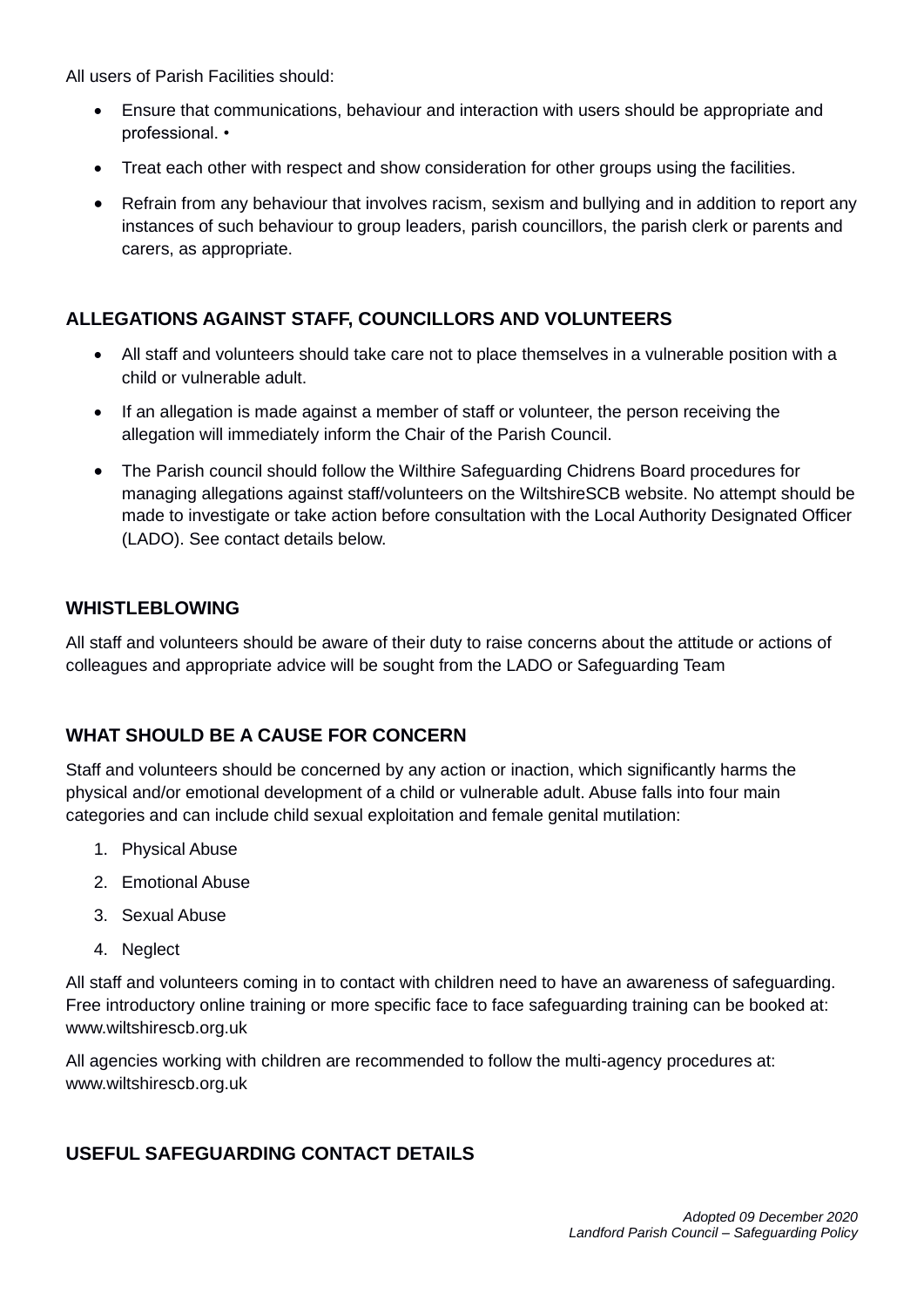All users of Parish Facilities should:

- Ensure that communications, behaviour and interaction with users should be appropriate and professional. •
- Treat each other with respect and show consideration for other groups using the facilities.
- Refrain from any behaviour that involves racism, sexism and bullying and in addition to report any instances of such behaviour to group leaders, parish councillors, the parish clerk or parents and carers, as appropriate.

## ALLEGATIONS AGAINST STAFF, COUNCILLORS AND VOLUNTEERS

- All staff and volunteers should take care not to place themselves in a vulnerable position with a child or vulnerable adult.
- If an allegation is made against a member of staff or volunteer, the person receiving the allegation will immediately inform the Chair of the Parish Council.
- The Parish council should follow the Wilthire Safeguarding Chidrens Board procedures for managing allegations against staff/volunteers on the WiltshireSCB website. No attempt should be made to investigate or take action before consultation with the Local Authority Designated Officer (LADO). See contact details below.

## WHISTLEBLOWING

All staff and volunteers should be aware of their duty to raise concerns about the attitude or actions of colleagues and appropriate advice will be sought from the LADO or Safeguarding Team

## WHAT SHOULD BE A CAUSE FOR CONCERN

Staff and volunteers should be concerned by any action or inaction, which significantly harms the physical and/or emotional development of a child or vulnerable adult. Abuse falls into four main categories and can include child sexual exploitation and female genital mutilation:

1. Physical Abuse
2. Emotional Abuse
3. Sexual Abuse
4. Neglect

All staff and volunteers coming in to contact with children need to have an awareness of safeguarding. Free introductory online training or more specific face to face safeguarding training can be booked at: www.wiltshirescb.org.uk

All agencies working with children are recommended to follow the multi-agency procedures at: www.wiltshirescb.org.uk

## USEFUL SAFEGUARDING CONTACT DETAILS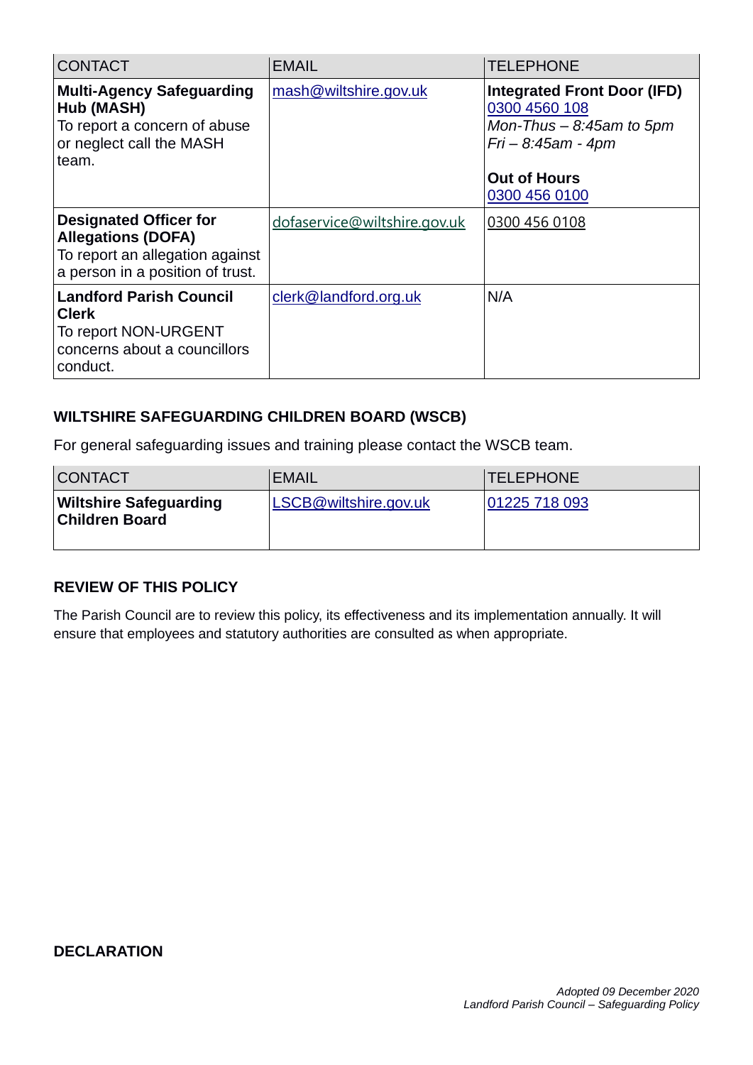| CONTACT | EMAIL | TELEPHONE |
|---|---|---|
| **Multi-Agency Safeguarding Hub (MASH)**<br>To report a concern of abuse or neglect call the MASH team. | mash@wiltshire.gov.uk | **Integrated Front Door (IFD)**<br>0300 4560 108<br>*Mon-Thus – 8:45am to 5pm*<br>*Fri – 8:45am - 4pm*<br><br>**Out of Hours**<br>0300 456 0100 |
| **Designated Officer for Allegations (DOFA)**<br>To report an allegation against a person in a position of trust. | dofaservice@wiltshire.gov.uk | 0300 456 0108 |
| **Landford Parish Council Clerk**<br>To report NON-URGENT concerns about a councillors conduct. | clerk@landford.org.uk | N/A |

### WILTSHIRE SAFEGUARDING CHILDREN BOARD (WSCB)

For general safeguarding issues and training please contact the WSCB team.

| CONTACT | EMAIL | TELEPHONE |
|---|---|---|
| **Wiltshire Safeguarding Children Board** | LSCB@wiltshire.gov.uk | 01225 718 093 |

### REVIEW OF THIS POLICY

The Parish Council are to review this policy, its effectiveness and its implementation annually. It will ensure that employees and statutory authorities are consulted as when appropriate.

### DECLARATION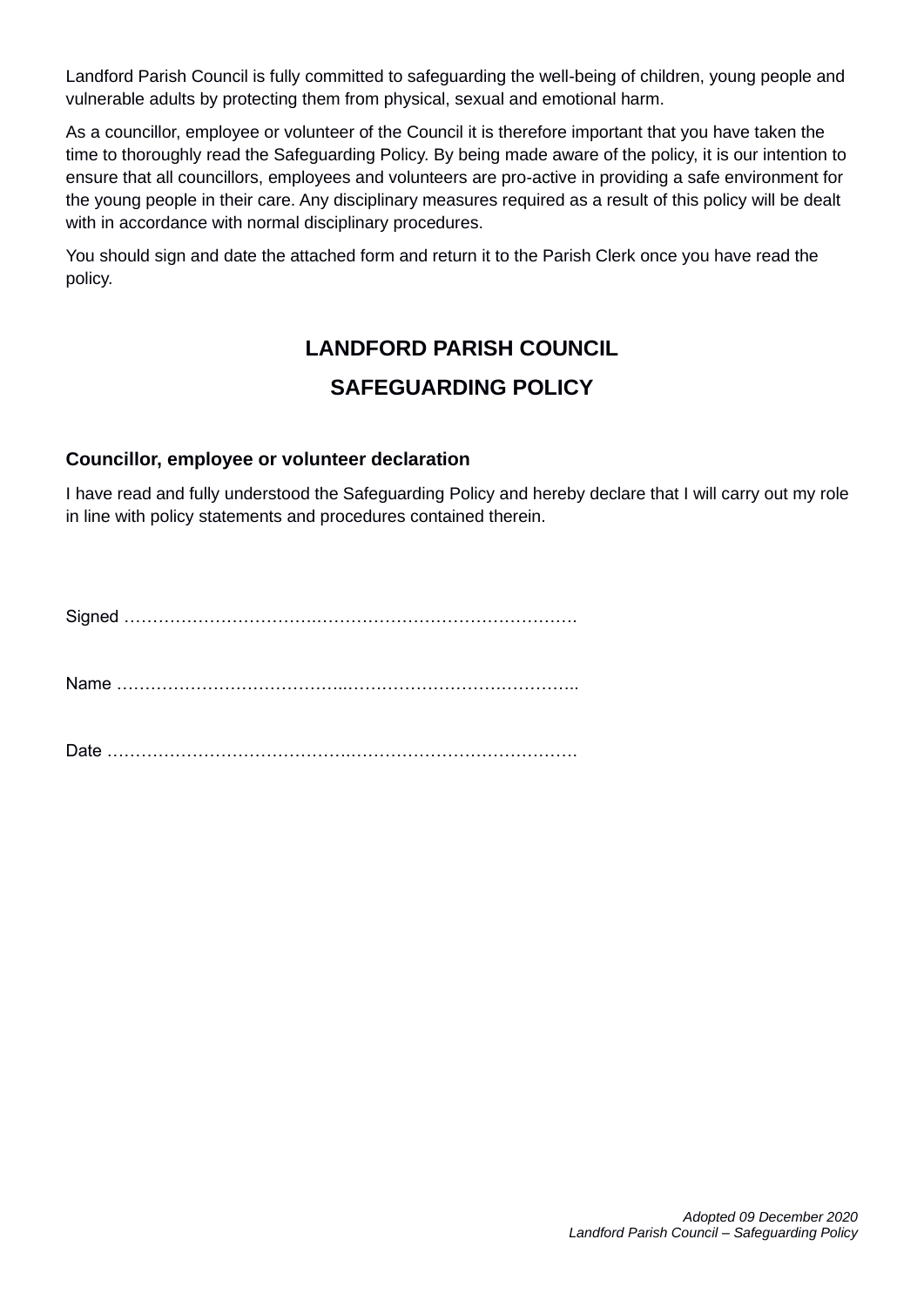Landford Parish Council is fully committed to safeguarding the well-being of children, young people and vulnerable adults by protecting them from physical, sexual and emotional harm.

As a councillor, employee or volunteer of the Council it is therefore important that you have taken the time to thoroughly read the Safeguarding Policy. By being made aware of the policy, it is our intention to ensure that all councillors, employees and volunteers are pro-active in providing a safe environment for the young people in their care. Any disciplinary measures required as a result of this policy will be dealt with in accordance with normal disciplinary procedures.

You should sign and date the attached form and return it to the Parish Clerk once you have read the policy.

## LANDFORD PARISH COUNCIL

## SAFEGUARDING POLICY

### Councillor, employee or volunteer declaration

I have read and fully understood the Safeguarding Policy and hereby declare that I will carry out my role in line with policy statements and procedures contained therein.

Signed ……………………………..……………………………………….

Name …………………………………..…………………………………..

Date ……………………………………….……………………………….

*Adopted 09 December 2020*
*Landford Parish Council – Safeguarding Policy*